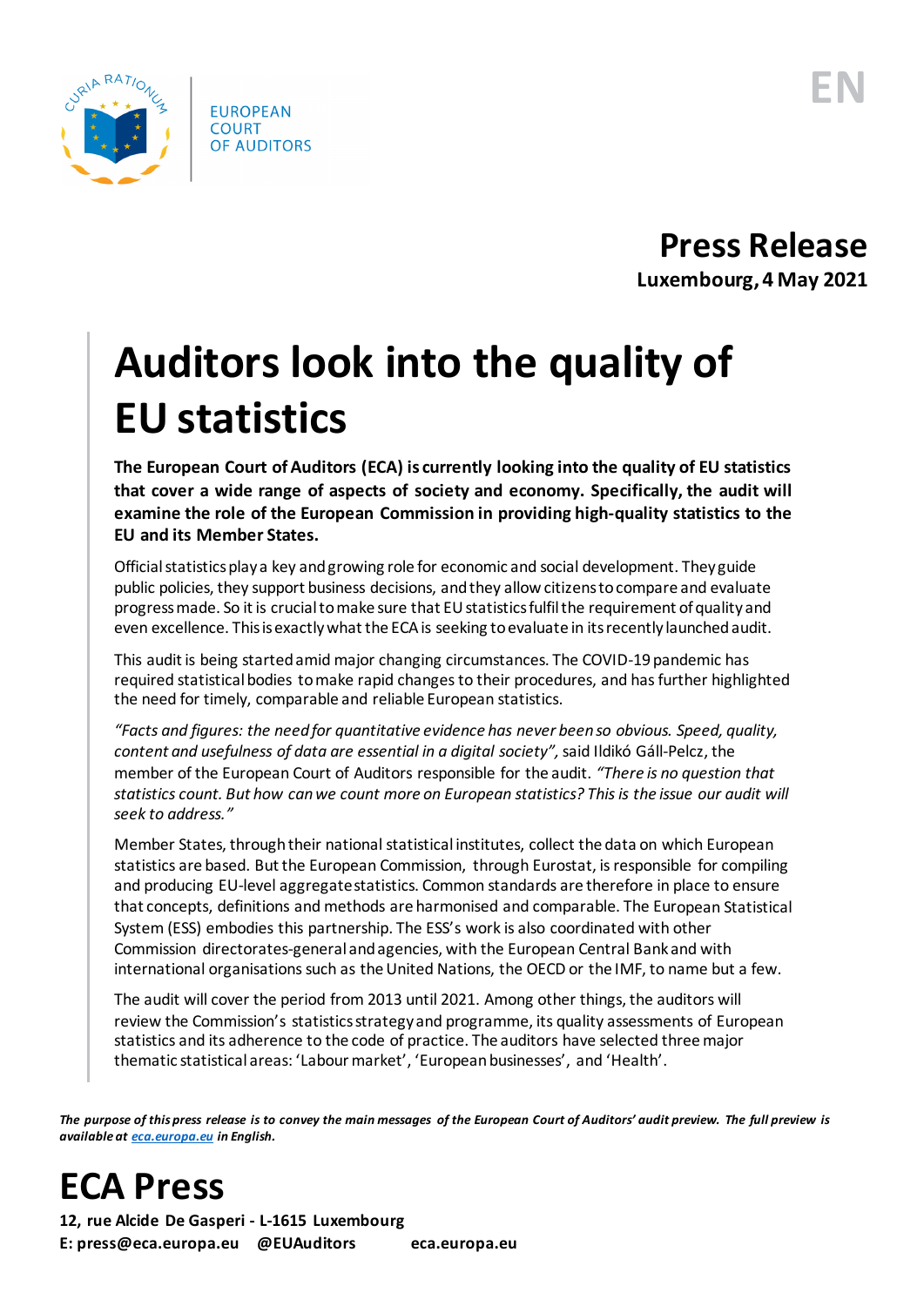EUROPEAN COURT OF AUDITORS

EN

# Press Release

**Luxembourg, 4 May 2021**

# Auditors look into the quality of EU statistics

**The European Court of Auditors (ECA) is currently looking into the quality of EU statistics that cover a wide range of aspects of society and economy. Specifically, the audit will examine the role of the European Commission in providing high-quality statistics to the EU and its Member States.**

Official statistics play a key and growing role for economic and social development. They guide public policies, they support business decisions, and they allow citizens to compare and evaluate progress made. So it is crucial to make sure that EU statistics fulfil the requirement of quality and even excellence. This is exactly what the ECA is seeking to evaluate in its recently launched audit.

This audit is being started amid major changing circumstances. The COVID-19 pandemic has required statistical bodies to make rapid changes to their procedures, and has further highlighted the need for timely, comparable and reliable European statistics.

*"Facts and figures: the need for quantitative evidence has never been so obvious. Speed, quality, content and usefulness of data are essential in a digital society"*, said Ildikó Gáll-Pelcz, the member of the European Court of Auditors responsible for the audit. *"There is no question that statistics count. But how can we count more on European statistics? This is the issue our audit will seek to address."*

Member States, through their national statistical institutes, collect the data on which European statistics are based. But the European Commission, through Eurostat, is responsible for compiling and producing EU-level aggregate statistics. Common standards are therefore in place to ensure that concepts, definitions and methods are harmonised and comparable. The European Statistical System (ESS) embodies this partnership. The ESS's work is also coordinated with other Commission directorates-general and agencies, with the European Central Bank and with international organisations such as the United Nations, the OECD or the IMF, to name but a few.

The audit will cover the period from 2013 until 2021. Among other things, the auditors will review the Commission's statistics strategy and programme, its quality assessments of European statistics and its adherence to the code of practice. The auditors have selected three major thematic statistical areas: 'Labour market', 'European businesses', and 'Health'.

***The purpose of this press release is to convey the main messages of the European Court of Auditors' audit preview. The full preview is available at [eca.europa.eu](eca.europa.eu) in English.***

# ECA Press

**12, rue Alcide De Gasperi - L-1615 Luxembourg**

**E: press@eca.europa.eu @EUAuditors eca.europa.eu**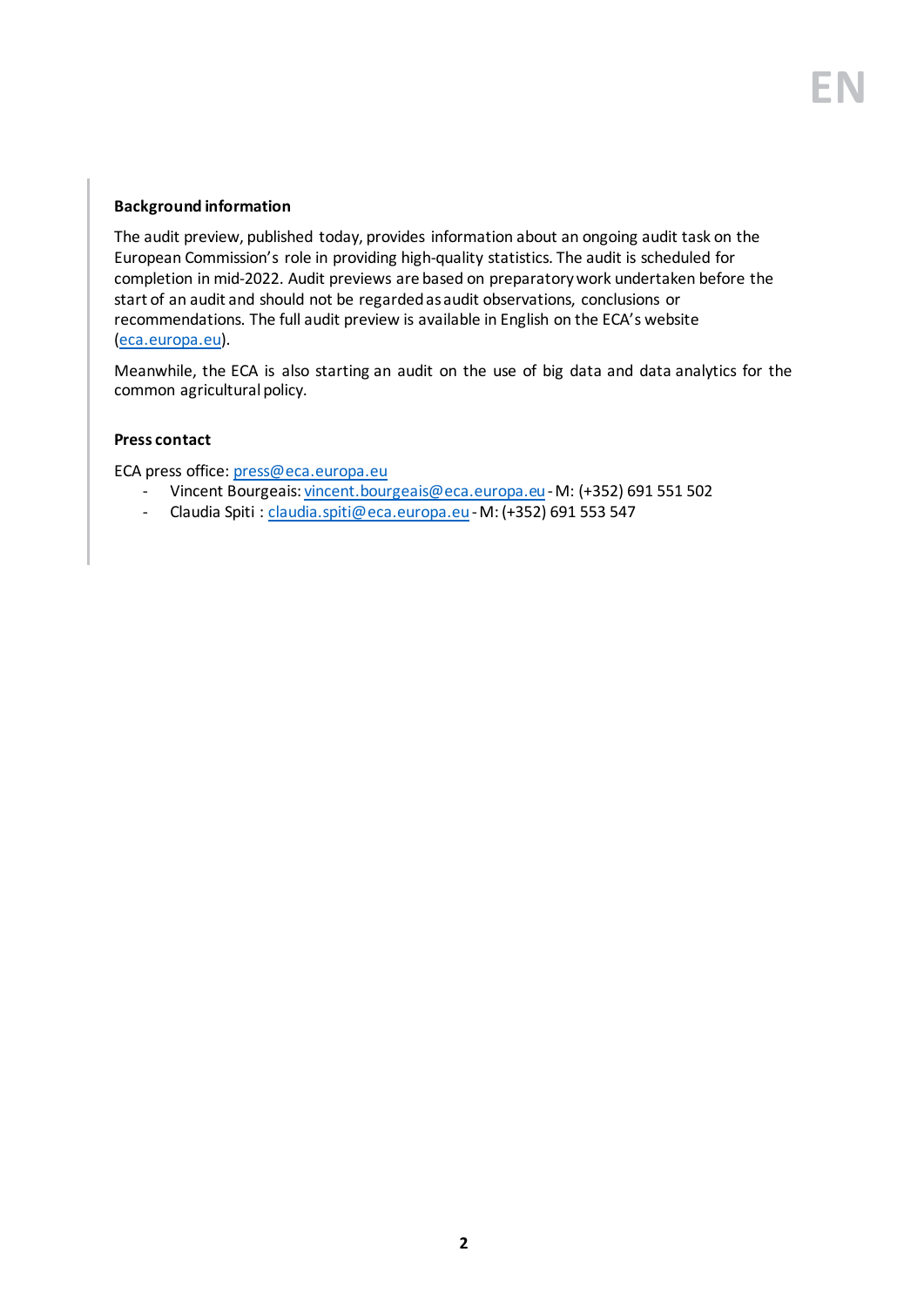**Background information**

The audit preview, published today, provides information about an ongoing audit task on the European Commission's role in providing high-quality statistics. The audit is scheduled for completion in mid-2022. Audit previews are based on preparatory work undertaken before the start of an audit and should not be regarded as audit observations, conclusions or recommendations. The full audit preview is available in English on the ECA's website (eca.europa.eu).

Meanwhile, the ECA is also starting an audit on the use of big data and data analytics for the common agricultural policy.

**Press contact**

ECA press office: press@eca.europa.eu

- Vincent Bourgeais: vincent.bourgeais@eca.europa.eu - M: (+352) 691 551 502
- Claudia Spiti : claudia.spiti@eca.europa.eu - M: (+352) 691 553 547